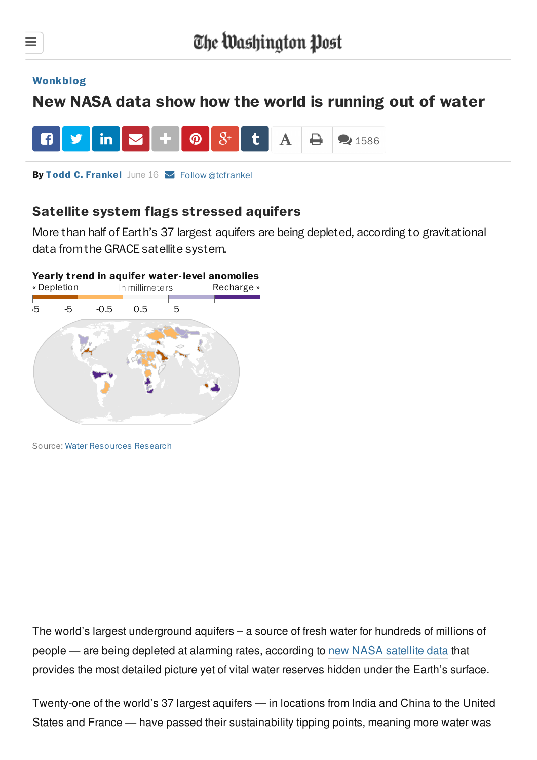Wonkblog

# New NASA data show how the world is running out of water

By Todd C. Frankel June 16 Follow @tcfrankel

## Satellite system flags stressed aquifers

More than half of Earth's 37 largest aquifers are being depleted, according to gravitational data from the GRACE satellite system.

**Yearly trend in aquifer water-level anomolies**

« Depletion In millimeters Recharge »

-5 -5 -0.5 0.5 5

Source: Water Resources Research

The world's largest underground aquifers – a source of fresh water for hundreds of millions of people — are being depleted at alarming rates, according to new NASA satellite data that provides the most detailed picture yet of vital water reserves hidden under the Earth's surface.

Twenty-one of the world's 37 largest aquifers — in locations from India and China to the United States and France — have passed their sustainability tipping points, meaning more water was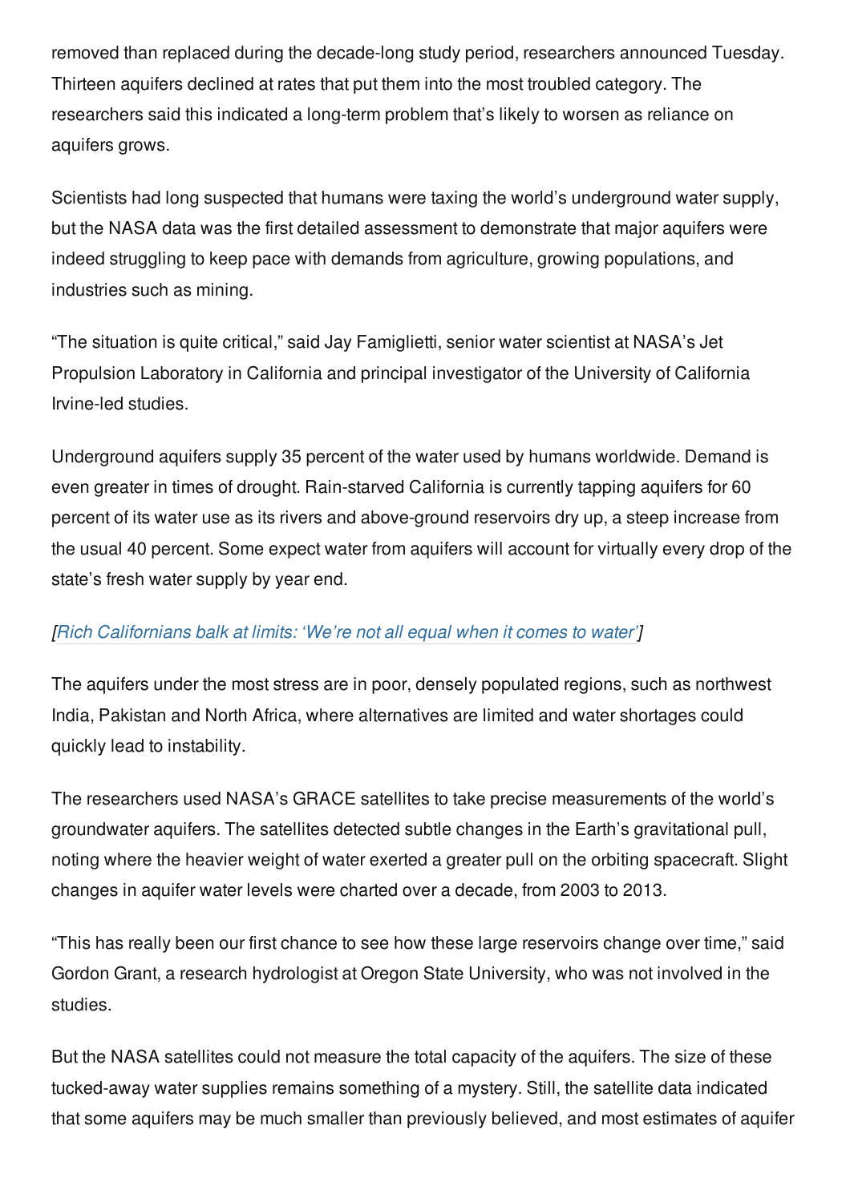removed than replaced during the decade-long study period, researchers announced Tuesday. Thirteen aquifers declined at rates that put them into the most troubled category. The researchers said this indicated a long-term problem that's likely to worsen as reliance on aquifers grows.

Scientists had long suspected that humans were taxing the world's underground water supply, but the NASA data was the first detailed assessment to demonstrate that major aquifers were indeed struggling to keep pace with demands from agriculture, growing populations, and industries such as mining.

"The situation is quite critical," said Jay Famiglietti, senior water scientist at NASA's Jet Propulsion Laboratory in California and principal investigator of the University of California Irvine-led studies.

Underground aquifers supply 35 percent of the water used by humans worldwide. Demand is even greater in times of drought. Rain-starved California is currently tapping aquifers for 60 percent of its water use as its rivers and above-ground reservoirs dry up, a steep increase from the usual 40 percent. Some expect water from aquifers will account for virtually every drop of the state's fresh water supply by year end.

*[Rich Californians balk at limits: 'We're not all equal when it comes to water']*

The aquifers under the most stress are in poor, densely populated regions, such as northwest India, Pakistan and North Africa, where alternatives are limited and water shortages could quickly lead to instability.

The researchers used NASA's GRACE satellites to take precise measurements of the world's groundwater aquifers. The satellites detected subtle changes in the Earth's gravitational pull, noting where the heavier weight of water exerted a greater pull on the orbiting spacecraft. Slight changes in aquifer water levels were charted over a decade, from 2003 to 2013.

"This has really been our first chance to see how these large reservoirs change over time," said Gordon Grant, a research hydrologist at Oregon State University, who was not involved in the studies.

But the NASA satellites could not measure the total capacity of the aquifers. The size of these tucked-away water supplies remains something of a mystery. Still, the satellite data indicated that some aquifers may be much smaller than previously believed, and most estimates of aquifer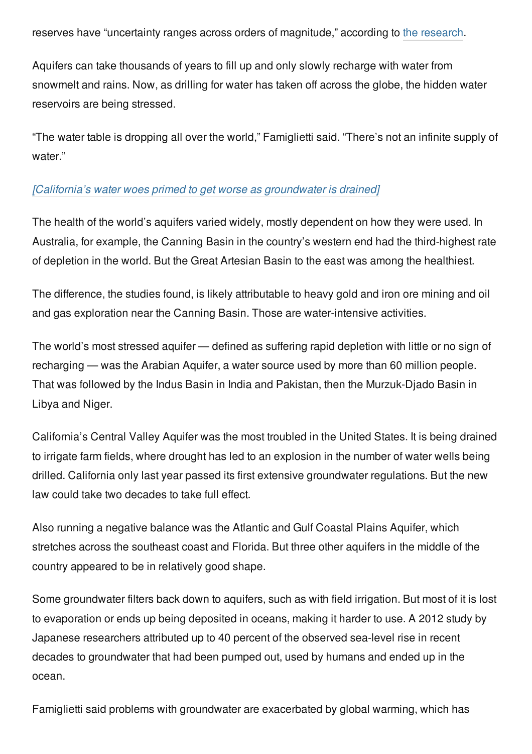reserves have “uncertainty ranges across orders of magnitude,” according to the research.

Aquifers can take thousands of years to fill up and only slowly recharge with water from snowmelt and rains. Now, as drilling for water has taken off across the globe, the hidden water reservoirs are being stressed.

“The water table is dropping all over the world,” Famiglietti said. “There’s not an infinite supply of water.”

*[California’s water woes primed to get worse as groundwater is drained]*

The health of the world’s aquifers varied widely, mostly dependent on how they were used. In Australia, for example, the Canning Basin in the country’s western end had the third-highest rate of depletion in the world. But the Great Artesian Basin to the east was among the healthiest.

The difference, the studies found, is likely attributable to heavy gold and iron ore mining and oil and gas exploration near the Canning Basin. Those are water-intensive activities.

The world’s most stressed aquifer — defined as suffering rapid depletion with little or no sign of recharging — was the Arabian Aquifer, a water source used by more than 60 million people. That was followed by the Indus Basin in India and Pakistan, then the Murzuk-Djado Basin in Libya and Niger.

California’s Central Valley Aquifer was the most troubled in the United States. It is being drained to irrigate farm fields, where drought has led to an explosion in the number of water wells being drilled. California only last year passed its first extensive groundwater regulations. But the new law could take two decades to take full effect.

Also running a negative balance was the Atlantic and Gulf Coastal Plains Aquifer, which stretches across the southeast coast and Florida. But three other aquifers in the middle of the country appeared to be in relatively good shape.

Some groundwater filters back down to aquifers, such as with field irrigation. But most of it is lost to evaporation or ends up being deposited in oceans, making it harder to use. A 2012 study by Japanese researchers attributed up to 40 percent of the observed sea-level rise in recent decades to groundwater that had been pumped out, used by humans and ended up in the ocean.

Famiglietti said problems with groundwater are exacerbated by global warming, which has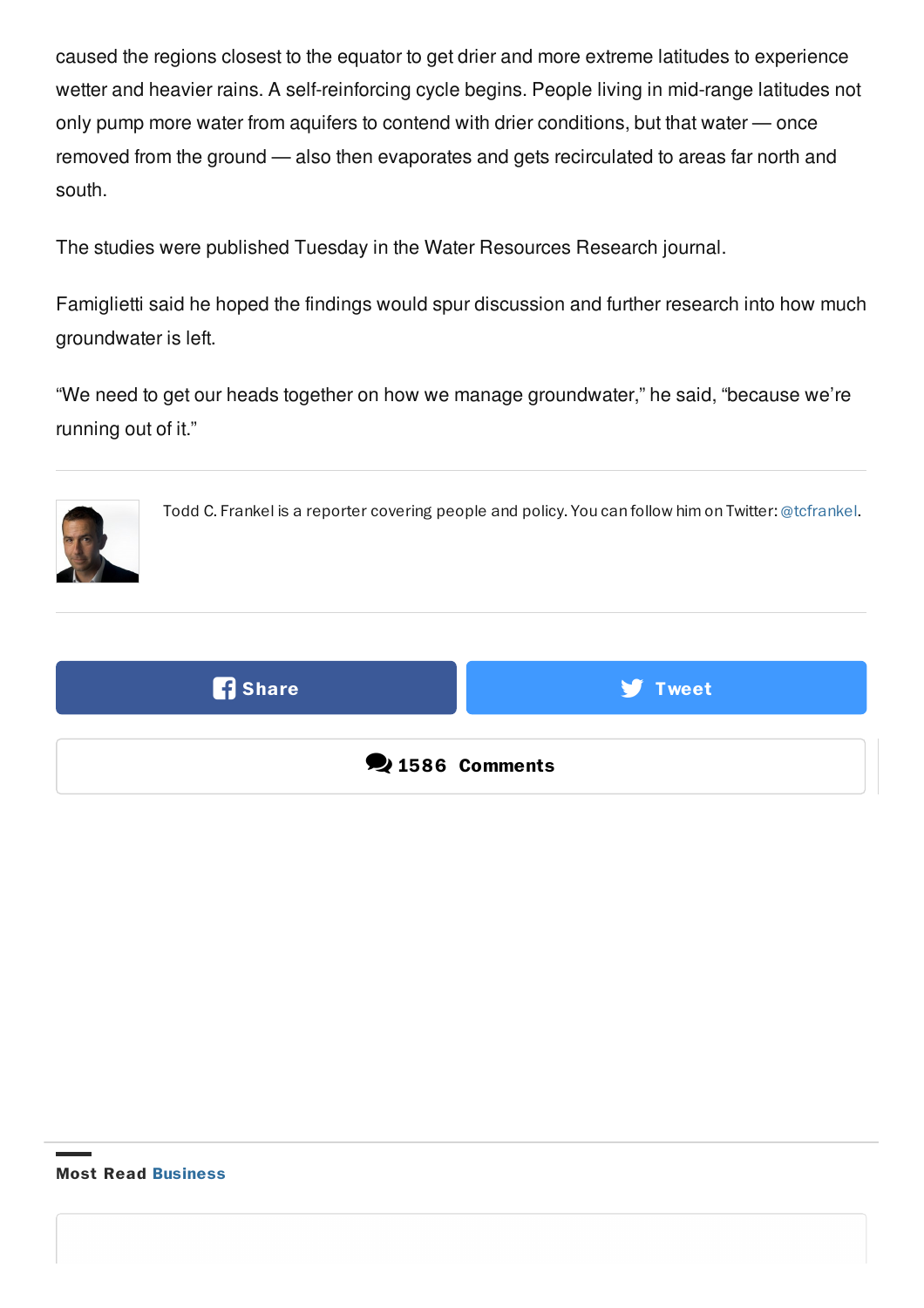caused the regions closest to the equator to get drier and more extreme latitudes to experience wetter and heavier rains. A self-reinforcing cycle begins. People living in mid-range latitudes not only pump more water from aquifers to contend with drier conditions, but that water — once removed from the ground — also then evaporates and gets recirculated to areas far north and south.

The studies were published Tuesday in the Water Resources Research journal.

Famiglietti said he hoped the findings would spur discussion and further research into how much groundwater is left.

"We need to get our heads together on how we manage groundwater," he said, "because we're running out of it."

Todd C. Frankel is a reporter covering people and policy. You can follow him on Twitter: @tcfrankel.

Share

Tweet

1586 Comments

**Most Read Business**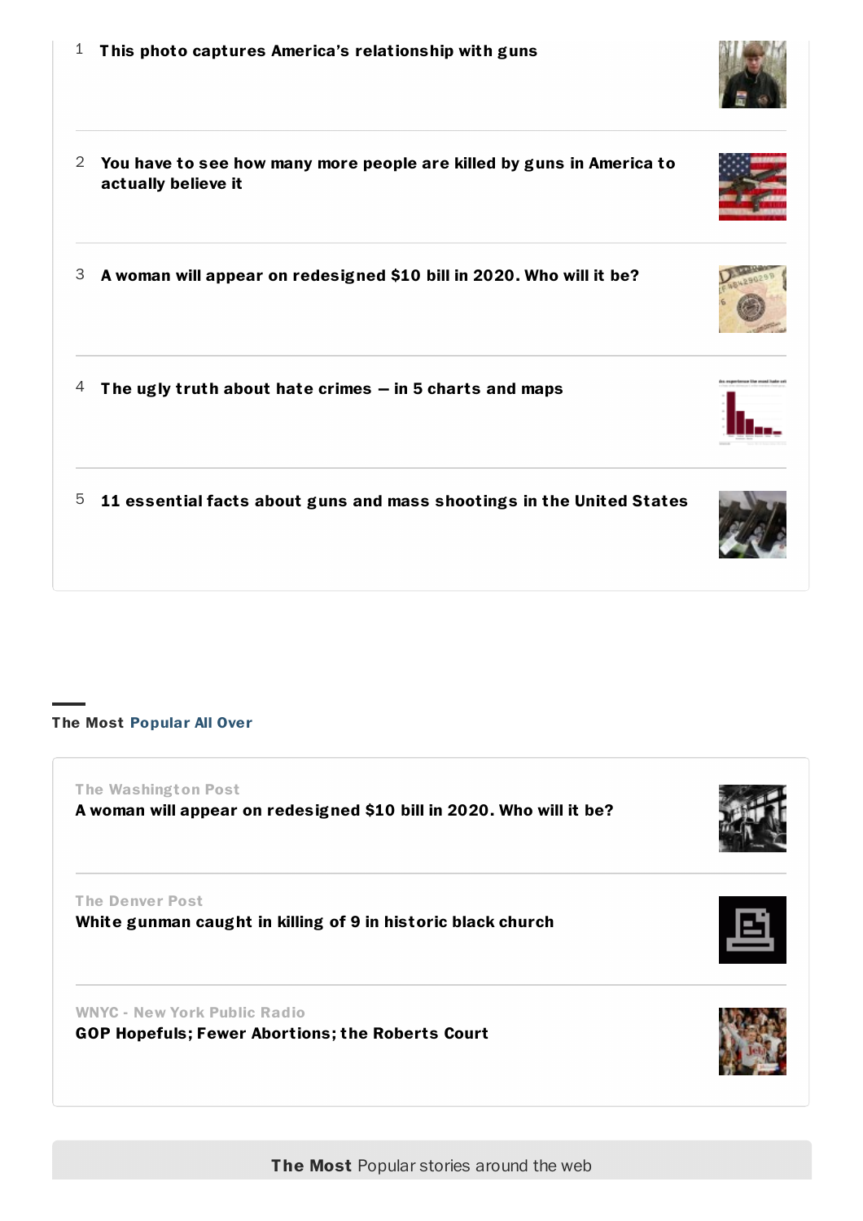1. **This photo captures America's relationship with guns**

2. **You have to see how many more people are killed by guns in America to actually believe it**

3. **A woman will appear on redesigned $10 bill in 2020. Who will it be?**

4. **The ugly truth about hate crimes — in 5 charts and maps**

5. **11 essential facts about guns and mass shootings in the United States**

## The Most Popular All Over

The Washington Post
**A woman will appear on redesigned $10 bill in 2020. Who will it be?**

The Denver Post
**White gunman caught in killing of 9 in historic black church**

WNYC - New York Public Radio
**GOP Hopefuls; Fewer Abortions; the Roberts Court**

**The Most** Popular stories around the web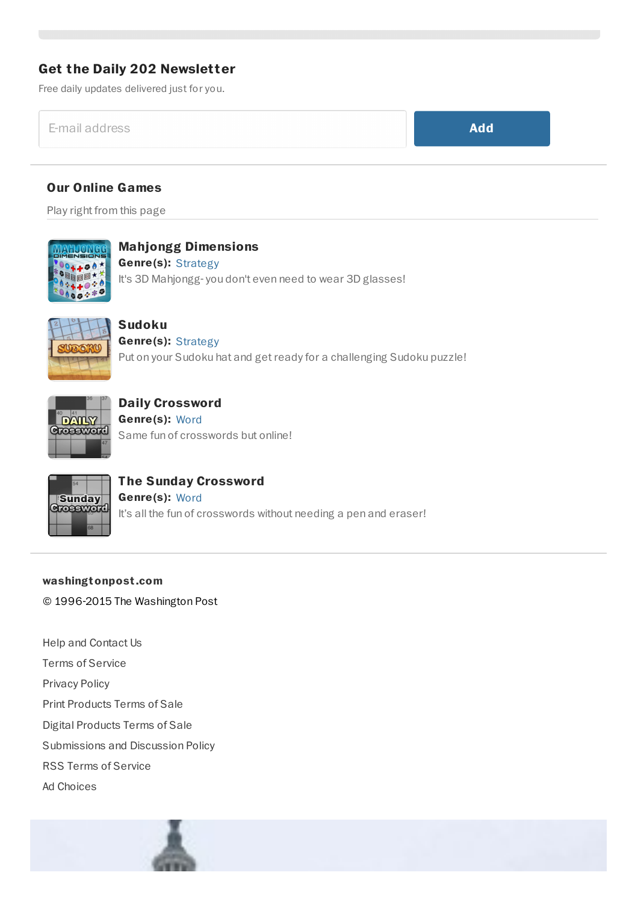## Get the Daily 202 Newsletter

Free daily updates delivered just for you.

E-mail address

Add

## Our Online Games

Play right from this page

### Mahjongg Dimensions

**Genre(s):** Strategy

It's 3D Mahjongg- you don't even need to wear 3D glasses!

### Sudoku

**Genre(s):** Strategy

Put on your Sudoku hat and get ready for a challenging Sudoku puzzle!

### Daily Crossword

**Genre(s):** Word

Same fun of crosswords but online!

### The Sunday Crossword

**Genre(s):** Word

It's all the fun of crosswords without needing a pen and eraser!

**washingtonpost.com**

© 1996-2015 The Washington Post

Help and Contact Us

Terms of Service

Privacy Policy

Print Products Terms of Sale

Digital Products Terms of Sale

Submissions and Discussion Policy

RSS Terms of Service

Ad Choices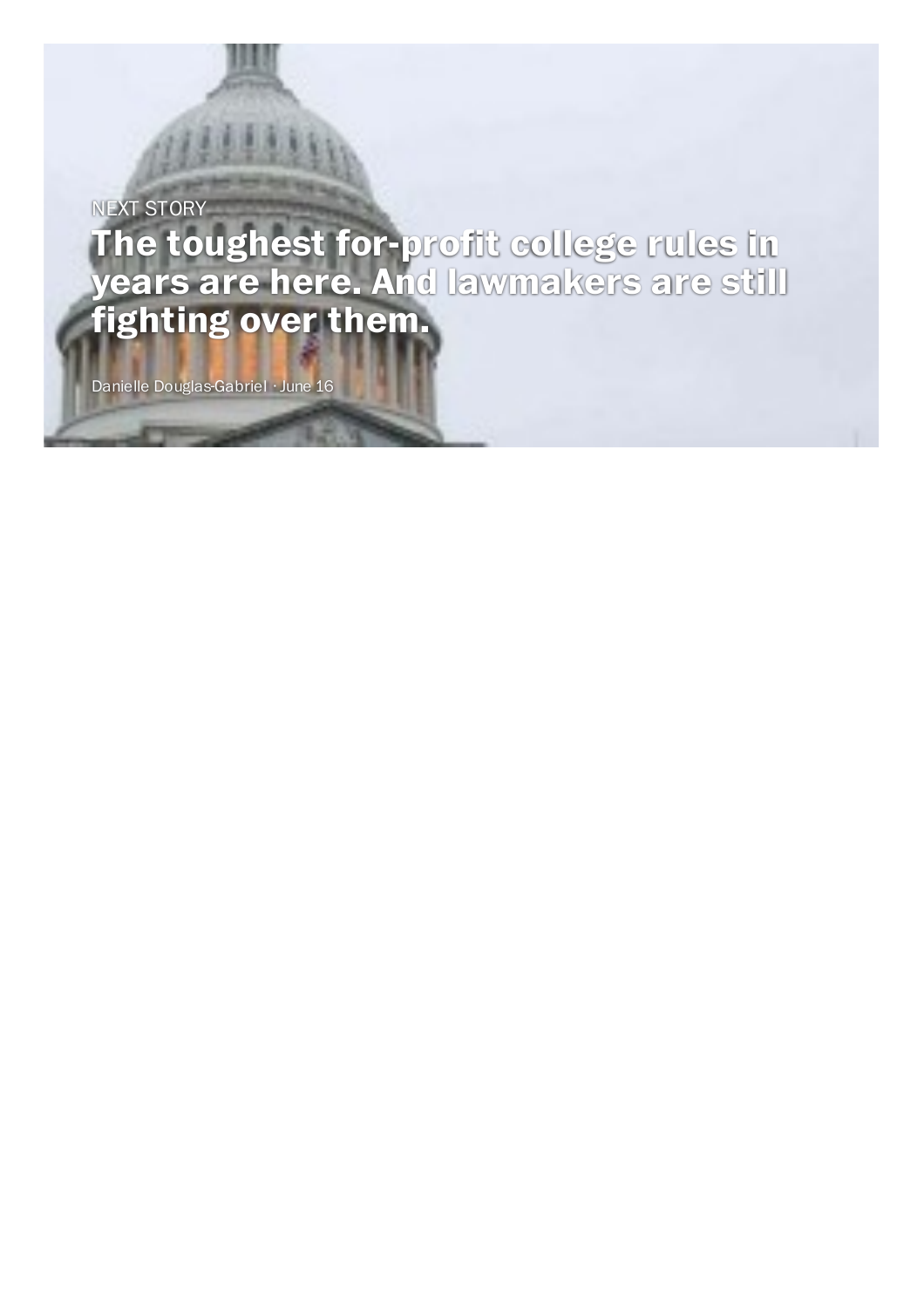NEXT STORY

# The toughest for-profit college rules in years are here. And lawmakers are still fighting over them.

Danielle Douglas-Gabriel · June 16